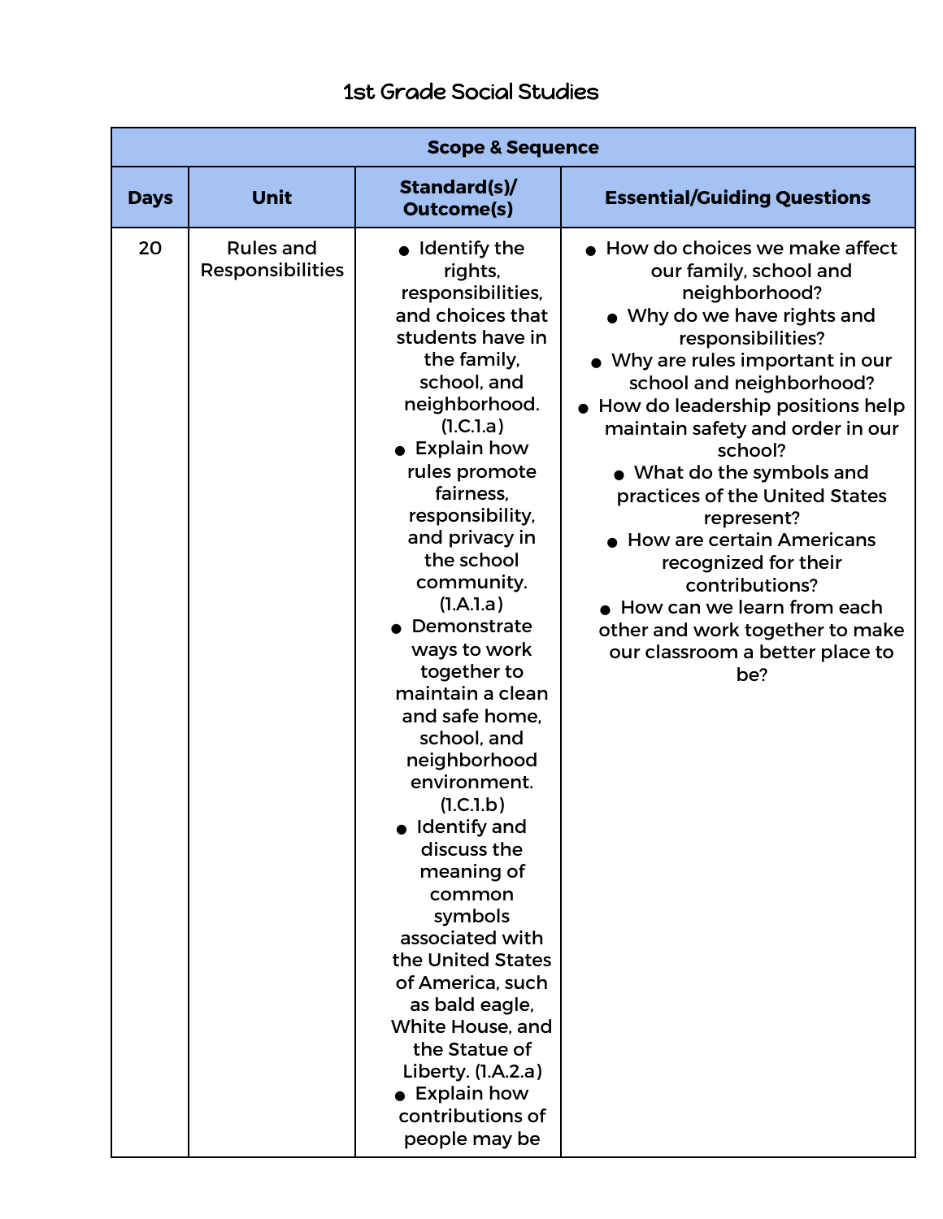# 1st Grade Social Studies

| Scope & Sequence | | | |
|---|---|---|---|
| **Days** | **Unit** | **Standard(s)/ Outcome(s)** | **Essential/Guiding Questions** |
| 20 | Rules and Responsibilities | • Identify the rights, responsibilities, and choices that students have in the family, school, and neighborhood. (1.C.1.a)<br>• Explain how rules promote fairness, responsibility, and privacy in the school community. (1.A.1.a)<br>• Demonstrate ways to work together to maintain a clean and safe home, school, and neighborhood environment. (1.C.1.b)<br>• Identify and discuss the meaning of common symbols associated with the United States of America, such as bald eagle, White House, and the Statue of Liberty. (1.A.2.a)<br>• Explain how contributions of people may be | • How do choices we make affect our family, school and neighborhood?<br>• Why do we have rights and responsibilities?<br>• Why are rules important in our school and neighborhood?<br>• How do leadership positions help maintain safety and order in our school?<br>• What do the symbols and practices of the United States represent?<br>• How are certain Americans recognized for their contributions?<br>• How can we learn from each other and work together to make our classroom a better place to be? |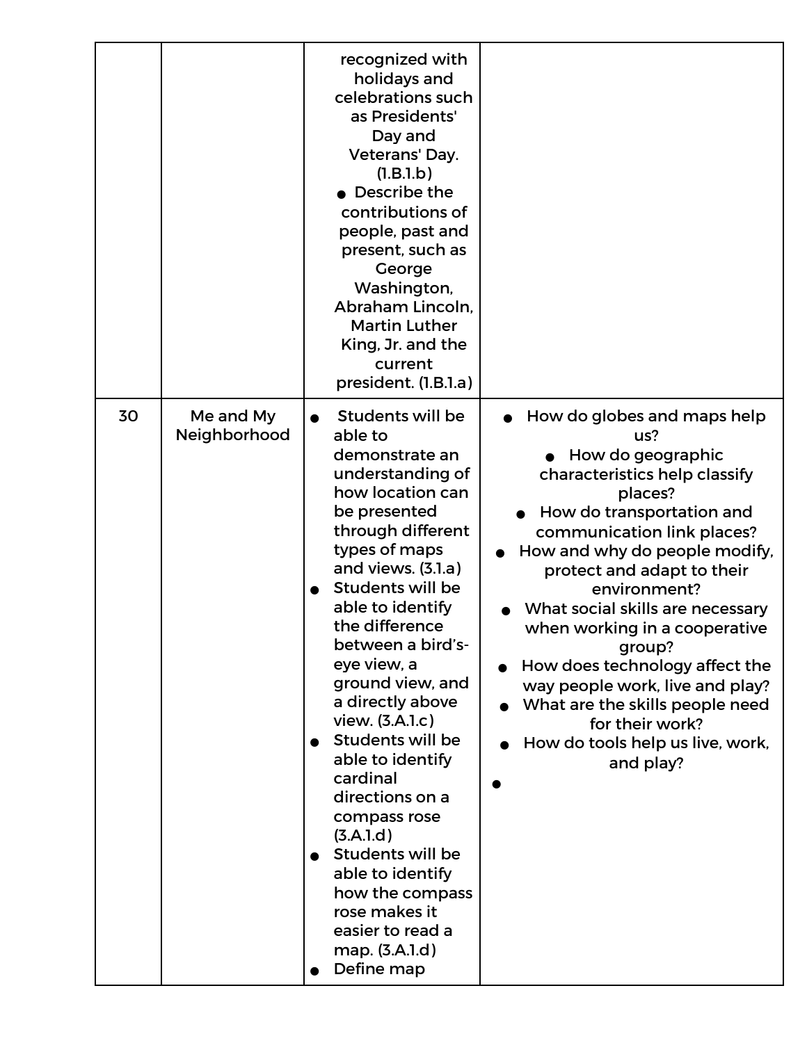| | | | |
|---|---|---|---|
| | | recognized with holidays and celebrations such as Presidents' Day and Veterans' Day. (1.B.1.b)<br>• Describe the contributions of people, past and present, such as George Washington, Abraham Lincoln, Martin Luther King, Jr. and the current president. (1.B.1.a) | |
| 30 | Me and My Neighborhood | • Students will be able to demonstrate an understanding of how location can be presented through different types of maps and views. (3.1.a)<br>• Students will be able to identify the difference between a bird's-eye view, a ground view, and a directly above view. (3.A.1.c)<br>• Students will be able to identify cardinal directions on a compass rose (3.A.1.d)<br>• Students will be able to identify how the compass rose makes it easier to read a map. (3.A.1.d)<br>• Define map | • How do globes and maps help us?<br>• How do geographic characteristics help classify places?<br>• How do transportation and communication link places?<br>• How and why do people modify, protect and adapt to their environment?<br>• What social skills are necessary when working in a cooperative group?<br>• How does technology affect the way people work, live and play?<br>• What are the skills people need for their work?<br>• How do tools help us live, work, and play?<br>• |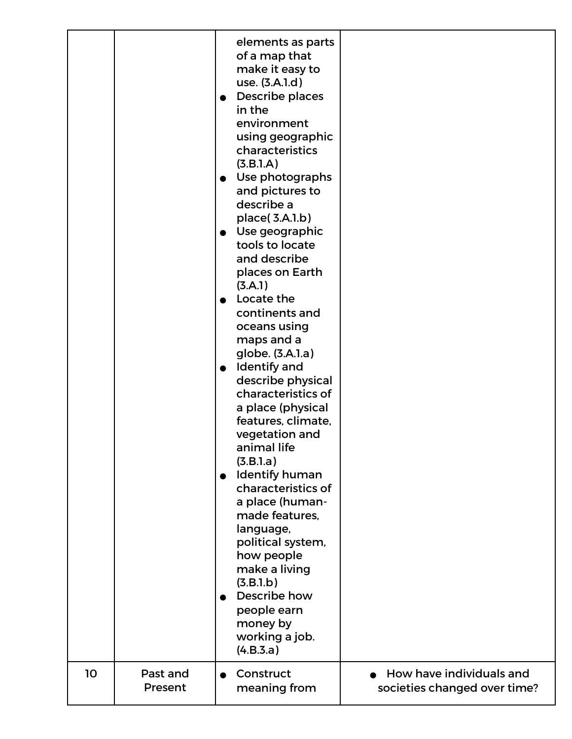| | | | |
|---|---|---|---|
| | | elements as parts of a map that make it easy to use. (3.A.1.d) <br>● Describe places in the environment using geographic characteristics (3.B.1.A) <br>● Use photographs and pictures to describe a place( 3.A.1.b) <br>● Use geographic tools to locate and describe places on Earth (3.A.1) <br>● Locate the continents and oceans using maps and a globe. (3.A.1.a) <br>● Identify and describe physical characteristics of a place (physical features, climate, vegetation and animal life (3.B.1.a) <br>● Identify human characteristics of a place (human-made features, language, political system, how people make a living (3.B.1.b) <br>● Describe how people earn money by working a job. (4.B.3.a) | |
| 10 | Past and Present | ● Construct meaning from | ● How have individuals and societies changed over time? |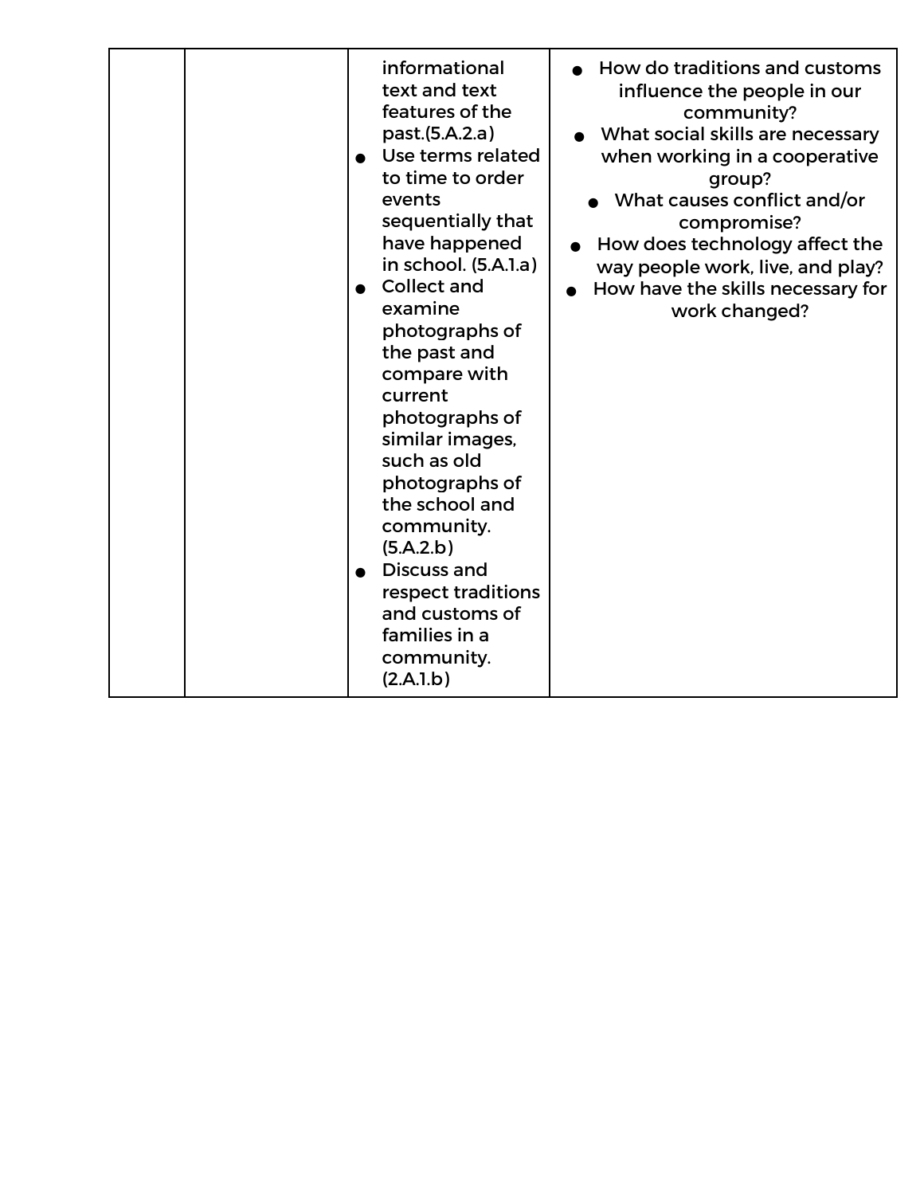| | | | |
|---|---|---|---|
| | | informational text and text features of the past.(5.A.2.a)<br>• Use terms related to time to order events sequentially that have happened in school. (5.A.1.a)<br>• Collect and examine photographs of the past and compare with current photographs of similar images, such as old photographs of the school and community. (5.A.2.b)<br>• Discuss and respect traditions and customs of families in a community. (2.A.1.b) | • How do traditions and customs influence the people in our community?<br>• What social skills are necessary when working in a cooperative group?<br>• What causes conflict and/or compromise?<br>• How does technology affect the way people work, live, and play?<br>• How have the skills necessary for work changed? |